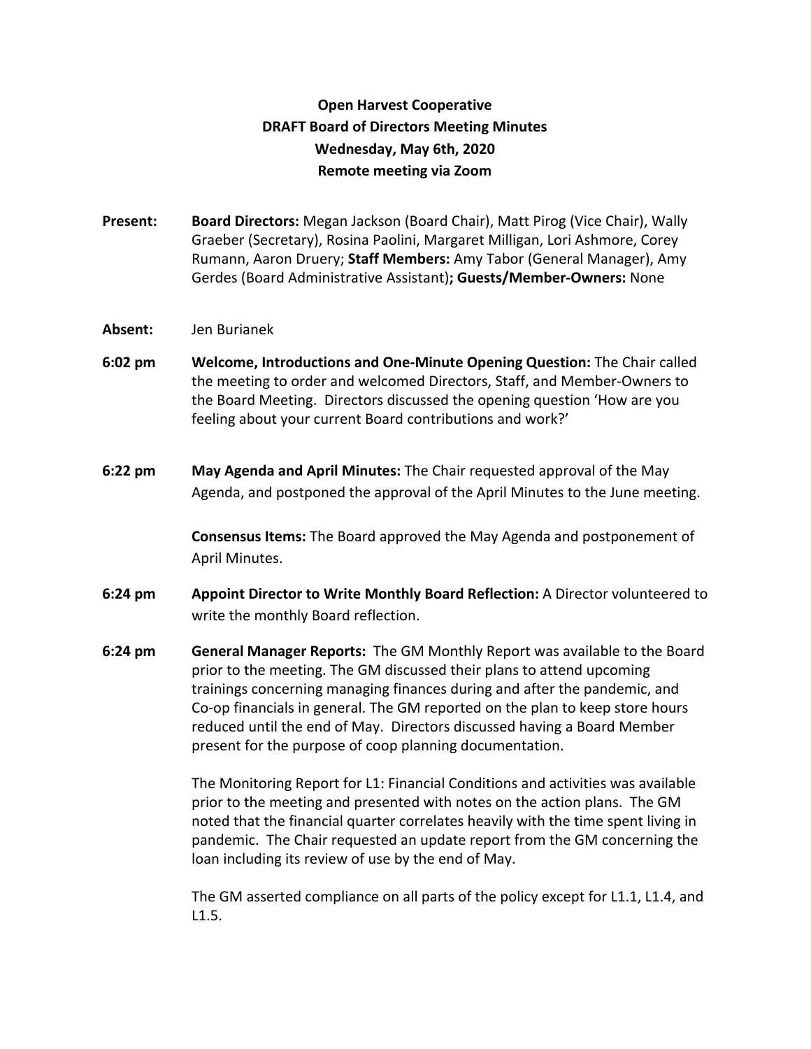**Open Harvest Cooperative**
**DRAFT Board of Directors Meeting Minutes**
**Wednesday, May 6th, 2020**
**Remote meeting via Zoom**

**Present:** **Board Directors:** Megan Jackson (Board Chair), Matt Pirog (Vice Chair), Wally Graeber (Secretary), Rosina Paolini, Margaret Milligan, Lori Ashmore, Corey Rumann, Aaron Druery; **Staff Members:** Amy Tabor (General Manager), Amy Gerdes (Board Administrative Assistant)**; Guests/Member-Owners:** None

**Absent:** Jen Burianek

**6:02 pm** **Welcome, Introductions and One-Minute Opening Question:** The Chair called the meeting to order and welcomed Directors, Staff, and Member-Owners to the Board Meeting. Directors discussed the opening question 'How are you feeling about your current Board contributions and work?'

**6:22 pm** **May Agenda and April Minutes:** The Chair requested approval of the May Agenda, and postponed the approval of the April Minutes to the June meeting.

**Consensus Items:** The Board approved the May Agenda and postponement of April Minutes.

**6:24 pm** **Appoint Director to Write Monthly Board Reflection:** A Director volunteered to write the monthly Board reflection.

**6:24 pm** **General Manager Reports:** The GM Monthly Report was available to the Board prior to the meeting. The GM discussed their plans to attend upcoming trainings concerning managing finances during and after the pandemic, and Co-op financials in general. The GM reported on the plan to keep store hours reduced until the end of May. Directors discussed having a Board Member present for the purpose of coop planning documentation.

The Monitoring Report for L1: Financial Conditions and activities was available prior to the meeting and presented with notes on the action plans. The GM noted that the financial quarter correlates heavily with the time spent living in pandemic. The Chair requested an update report from the GM concerning the loan including its review of use by the end of May.

The GM asserted compliance on all parts of the policy except for L1.1, L1.4, and L1.5.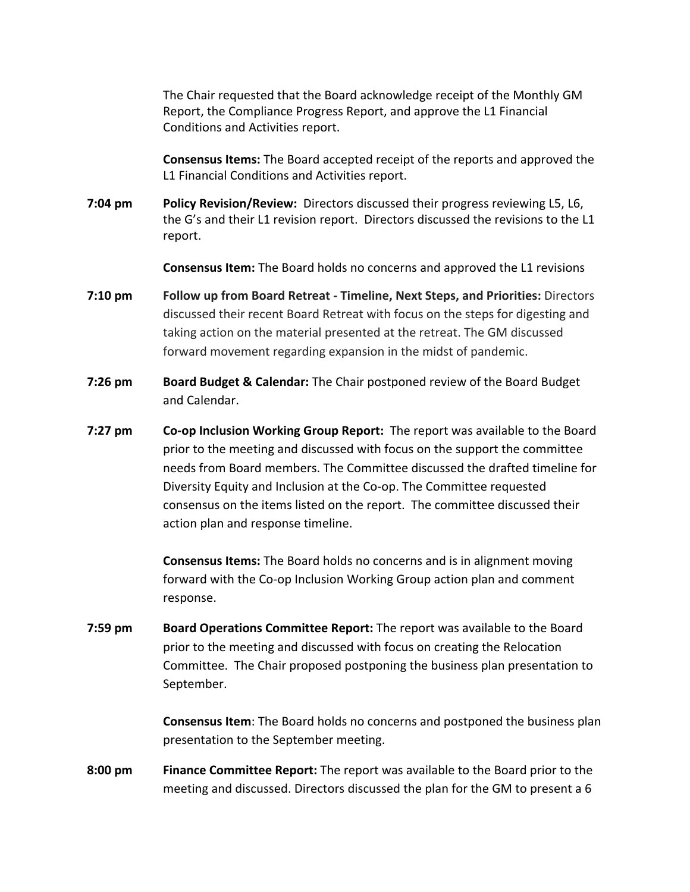The Chair requested that the Board acknowledge receipt of the Monthly GM Report, the Compliance Progress Report, and approve the L1 Financial Conditions and Activities report.

**Consensus Items:** The Board accepted receipt of the reports and approved the L1 Financial Conditions and Activities report.

**7:04 pm** **Policy Revision/Review:** Directors discussed their progress reviewing L5, L6, the G's and their L1 revision report. Directors discussed the revisions to the L1 report.

**Consensus Item:** The Board holds no concerns and approved the L1 revisions

**7:10 pm** **Follow up from Board Retreat - Timeline, Next Steps, and Priorities:** Directors discussed their recent Board Retreat with focus on the steps for digesting and taking action on the material presented at the retreat. The GM discussed forward movement regarding expansion in the midst of pandemic.

**7:26 pm** **Board Budget & Calendar:** The Chair postponed review of the Board Budget and Calendar.

**7:27 pm** **Co-op Inclusion Working Group Report:** The report was available to the Board prior to the meeting and discussed with focus on the support the committee needs from Board members. The Committee discussed the drafted timeline for Diversity Equity and Inclusion at the Co-op. The Committee requested consensus on the items listed on the report. The committee discussed their action plan and response timeline.

**Consensus Items:** The Board holds no concerns and is in alignment moving forward with the Co-op Inclusion Working Group action plan and comment response.

**7:59 pm** **Board Operations Committee Report:** The report was available to the Board prior to the meeting and discussed with focus on creating the Relocation Committee. The Chair proposed postponing the business plan presentation to September.

**Consensus Item**: The Board holds no concerns and postponed the business plan presentation to the September meeting.

**8:00 pm** **Finance Committee Report:** The report was available to the Board prior to the meeting and discussed. Directors discussed the plan for the GM to present a 6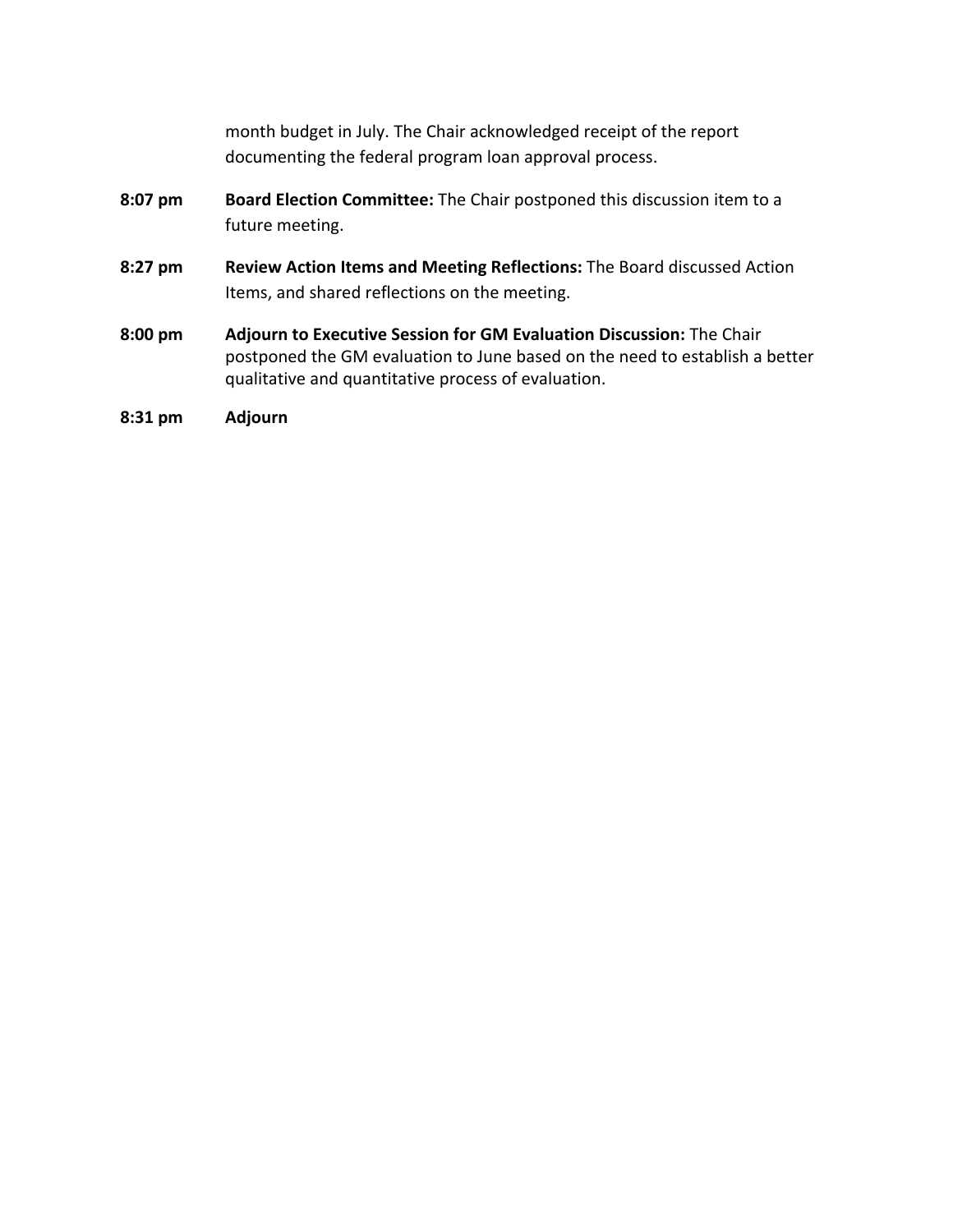month budget in July. The Chair acknowledged receipt of the report documenting the federal program loan approval process.

**8:07 pm** **Board Election Committee:** The Chair postponed this discussion item to a future meeting.

**8:27 pm** **Review Action Items and Meeting Reflections:** The Board discussed Action Items, and shared reflections on the meeting.

**8:00 pm** **Adjourn to Executive Session for GM Evaluation Discussion:** The Chair postponed the GM evaluation to June based on the need to establish a better qualitative and quantitative process of evaluation.

**8:31 pm** **Adjourn**